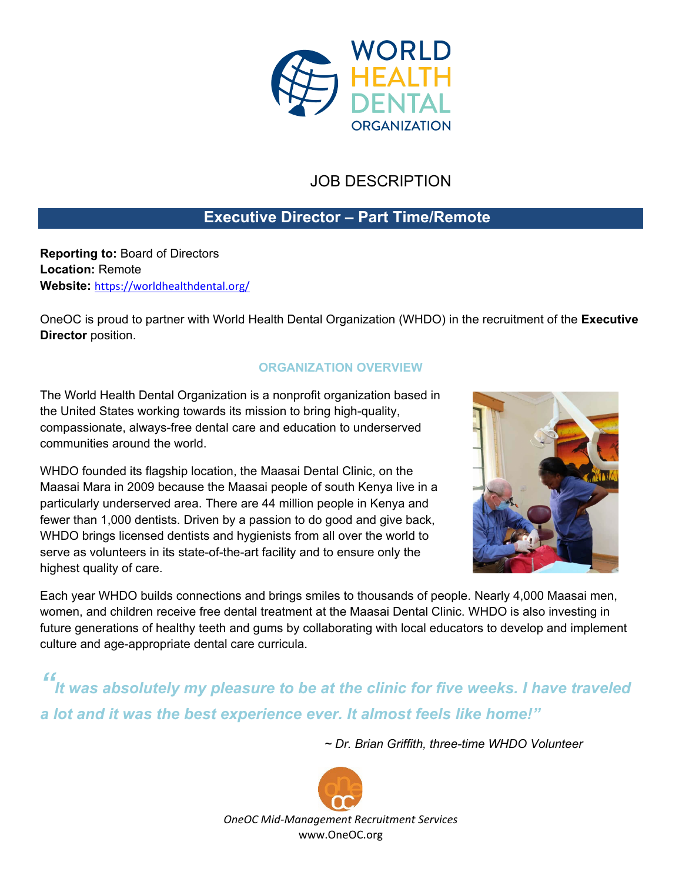# JOB DESCRIPTION

## Executive Director – Part Time/Remote

**Reporting to:** Board of Directors
**Location:** Remote
**Website:** https://worldhealthdental.org/

OneOC is proud to partner with World Health Dental Organization (WHDO) in the recruitment of the **Executive Director** position.

### ORGANIZATION OVERVIEW

The World Health Dental Organization is a nonprofit organization based in the United States working towards its mission to bring high-quality, compassionate, always-free dental care and education to underserved communities around the world.

WHDO founded its flagship location, the Maasai Dental Clinic, on the Maasai Mara in 2009 because the Maasai people of south Kenya live in a particularly underserved area. There are 44 million people in Kenya and fewer than 1,000 dentists. Driven by a passion to do good and give back, WHDO brings licensed dentists and hygienists from all over the world to serve as volunteers in its state-of-the-art facility and to ensure only the highest quality of care.

Each year WHDO builds connections and brings smiles to thousands of people. Nearly 4,000 Maasai men, women, and children receive free dental treatment at the Maasai Dental Clinic. WHDO is also investing in future generations of healthy teeth and gums by collaborating with local educators to develop and implement culture and age-appropriate dental care curricula.

*"It was absolutely my pleasure to be at the clinic for five weeks. I have traveled a lot and it was the best experience ever. It almost feels like home!"*

*~ Dr. Brian Griffith, three-time WHDO Volunteer*

*OneOC Mid-Management Recruitment Services*
www.OneOC.org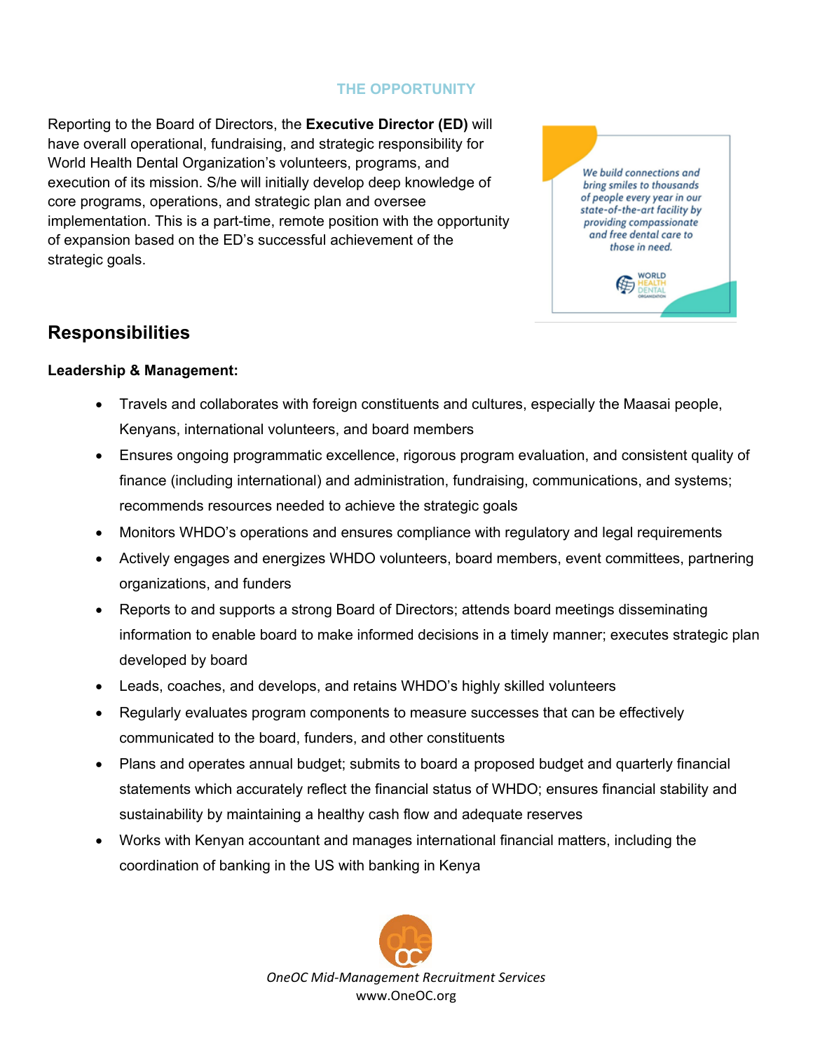## THE OPPORTUNITY

Reporting to the Board of Directors, the **Executive Director (ED)** will have overall operational, fundraising, and strategic responsibility for World Health Dental Organization's volunteers, programs, and execution of its mission. S/he will initially develop deep knowledge of core programs, operations, and strategic plan and oversee implementation. This is a part-time, remote position with the opportunity of expansion based on the ED's successful achievement of the strategic goals.

> *We build connections and bring smiles to thousands of people every year in our state-of-the-art facility by providing compassionate and free dental care to those in need.*
>
> WORLD HEALTH DENTAL ORGANIZATION

## Responsibilities

**Leadership & Management:**

- Travels and collaborates with foreign constituents and cultures, especially the Maasai people, Kenyans, international volunteers, and board members
- Ensures ongoing programmatic excellence, rigorous program evaluation, and consistent quality of finance (including international) and administration, fundraising, communications, and systems; recommends resources needed to achieve the strategic goals
- Monitors WHDO's operations and ensures compliance with regulatory and legal requirements
- Actively engages and energizes WHDO volunteers, board members, event committees, partnering organizations, and funders
- Reports to and supports a strong Board of Directors; attends board meetings disseminating information to enable board to make informed decisions in a timely manner; executes strategic plan developed by board
- Leads, coaches, and develops, and retains WHDO's highly skilled volunteers
- Regularly evaluates program components to measure successes that can be effectively communicated to the board, funders, and other constituents
- Plans and operates annual budget; submits to board a proposed budget and quarterly financial statements which accurately reflect the financial status of WHDO; ensures financial stability and sustainability by maintaining a healthy cash flow and adequate reserves
- Works with Kenyan accountant and manages international financial matters, including the coordination of banking in the US with banking in Kenya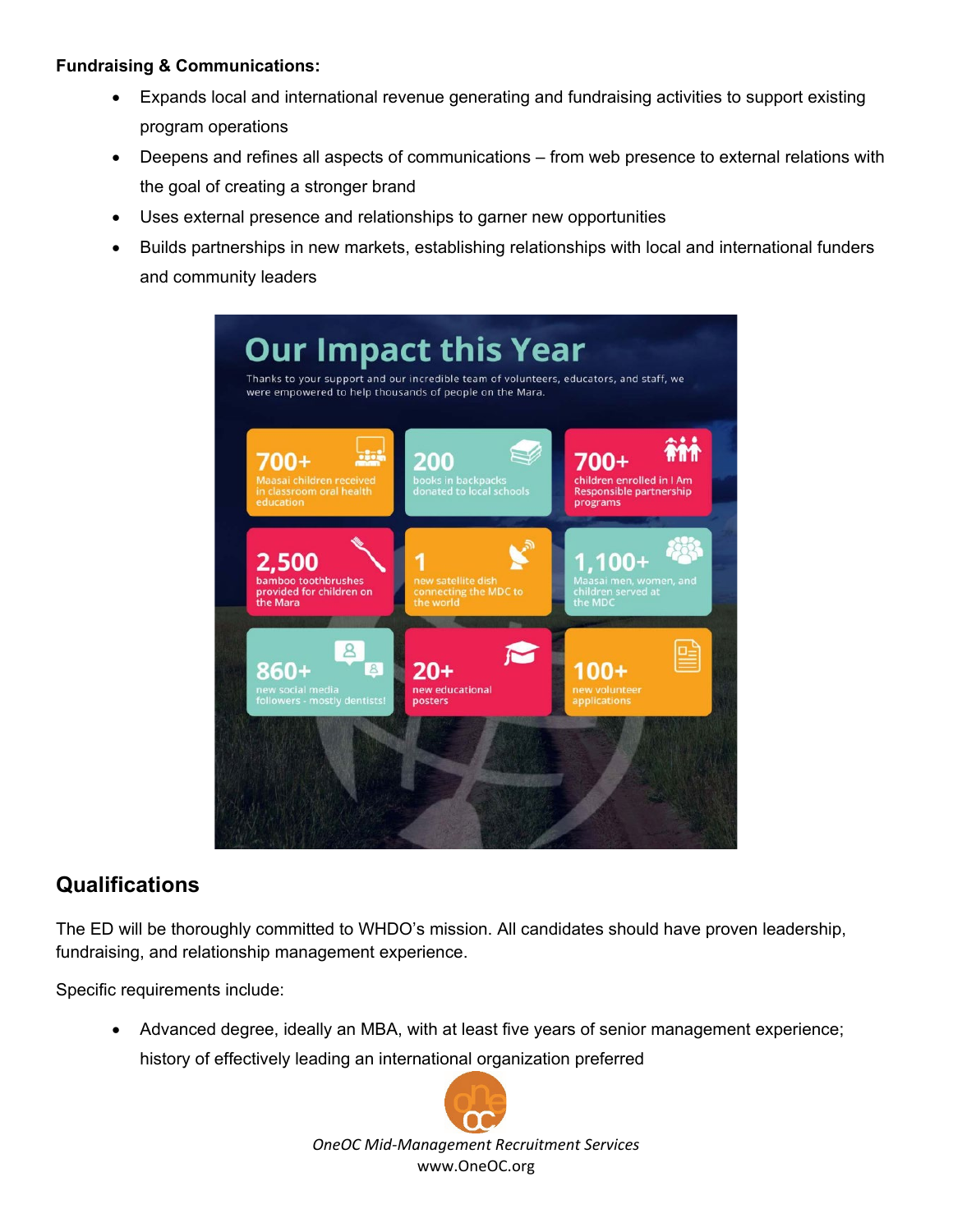**Fundraising & Communications:**

- Expands local and international revenue generating and fundraising activities to support existing program operations
- Deepens and refines all aspects of communications – from web presence to external relations with the goal of creating a stronger brand
- Uses external presence and relationships to garner new opportunities
- Builds partnerships in new markets, establishing relationships with local and international funders and community leaders

## Our Impact this Year

Thanks to your support and our incredible team of volunteers, educators, and staff, we were empowered to help thousands of people on the Mara.

- **700+** Maasai children received in classroom oral health education
- **200** books in backpacks donated to local schools
- **700+** children enrolled in I Am Responsible partnership programs
- **2,500** bamboo toothbrushes provided for children on the Mara
- **1** new satellite dish connecting the MDC to the world
- **1,100+** Maasai men, women, and children served at the MDC
- **860+** new social media followers - mostly dentists!
- **20+** new educational posters
- **100+** new volunteer applications

## Qualifications

The ED will be thoroughly committed to WHDO's mission. All candidates should have proven leadership, fundraising, and relationship management experience.

Specific requirements include:

- Advanced degree, ideally an MBA, with at least five years of senior management experience; history of effectively leading an international organization preferred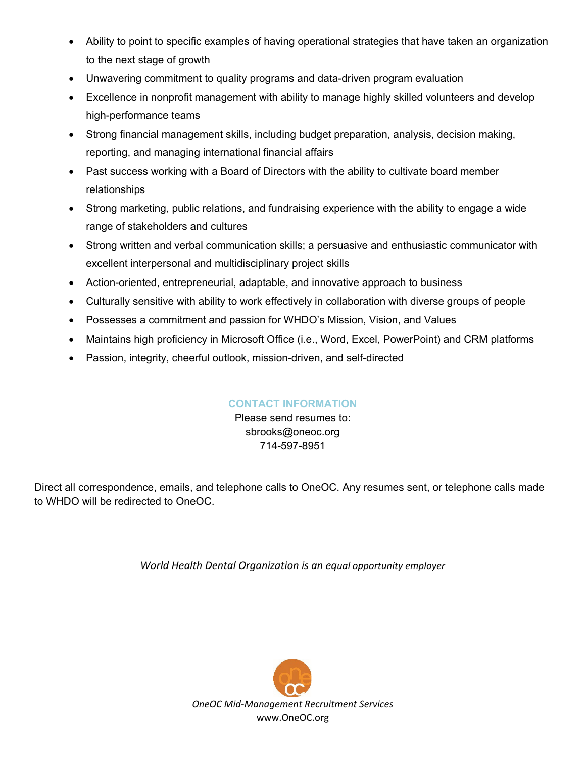- Ability to point to specific examples of having operational strategies that have taken an organization to the next stage of growth
- Unwavering commitment to quality programs and data-driven program evaluation
- Excellence in nonprofit management with ability to manage highly skilled volunteers and develop high-performance teams
- Strong financial management skills, including budget preparation, analysis, decision making, reporting, and managing international financial affairs
- Past success working with a Board of Directors with the ability to cultivate board member relationships
- Strong marketing, public relations, and fundraising experience with the ability to engage a wide range of stakeholders and cultures
- Strong written and verbal communication skills; a persuasive and enthusiastic communicator with excellent interpersonal and multidisciplinary project skills
- Action-oriented, entrepreneurial, adaptable, and innovative approach to business
- Culturally sensitive with ability to work effectively in collaboration with diverse groups of people
- Possesses a commitment and passion for WHDO's Mission, Vision, and Values
- Maintains high proficiency in Microsoft Office (i.e., Word, Excel, PowerPoint) and CRM platforms
- Passion, integrity, cheerful outlook, mission-driven, and self-directed

## CONTACT INFORMATION

Please send resumes to:
sbrooks@oneoc.org
714-597-8951

Direct all correspondence, emails, and telephone calls to OneOC. Any resumes sent, or telephone calls made to WHDO will be redirected to OneOC.

*World Health Dental Organization is an equal opportunity employer*

*OneOC Mid-Management Recruitment Services*
www.OneOC.org